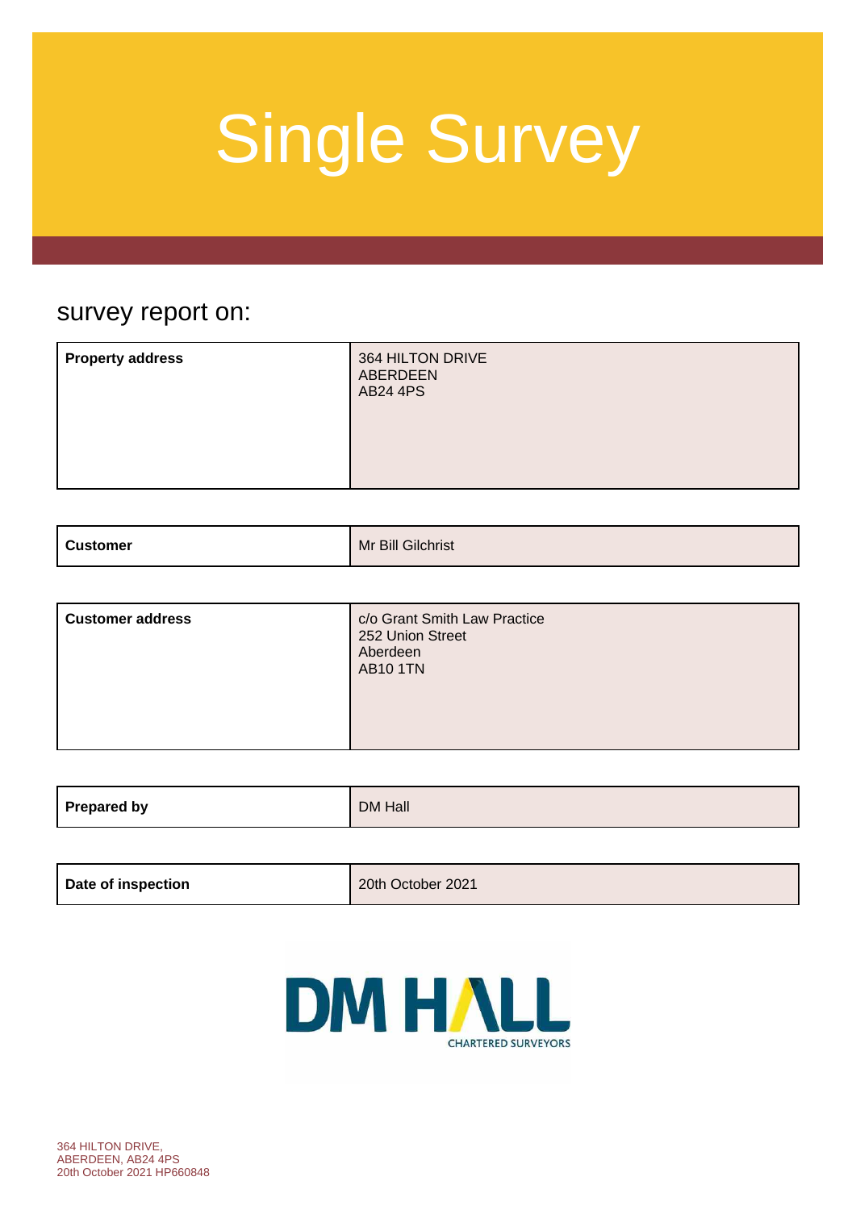# Single Survey

## survey report on:

| | |
|---|---|
| **Property address** | 364 HILTON DRIVE<br>ABERDEEN<br>AB24 4PS |

| | |
|---|---|
| **Customer** | Mr Bill Gilchrist |

| | |
|---|---|
| **Customer address** | c/o Grant Smith Law Practice<br>252 Union Street<br>Aberdeen<br>AB10 1TN |

| | |
|---|---|
| **Prepared by** | DM Hall |

| | |
|---|---|
| **Date of inspection** | 20th October 2021 |

DM HALL
CHARTERED SURVEYORS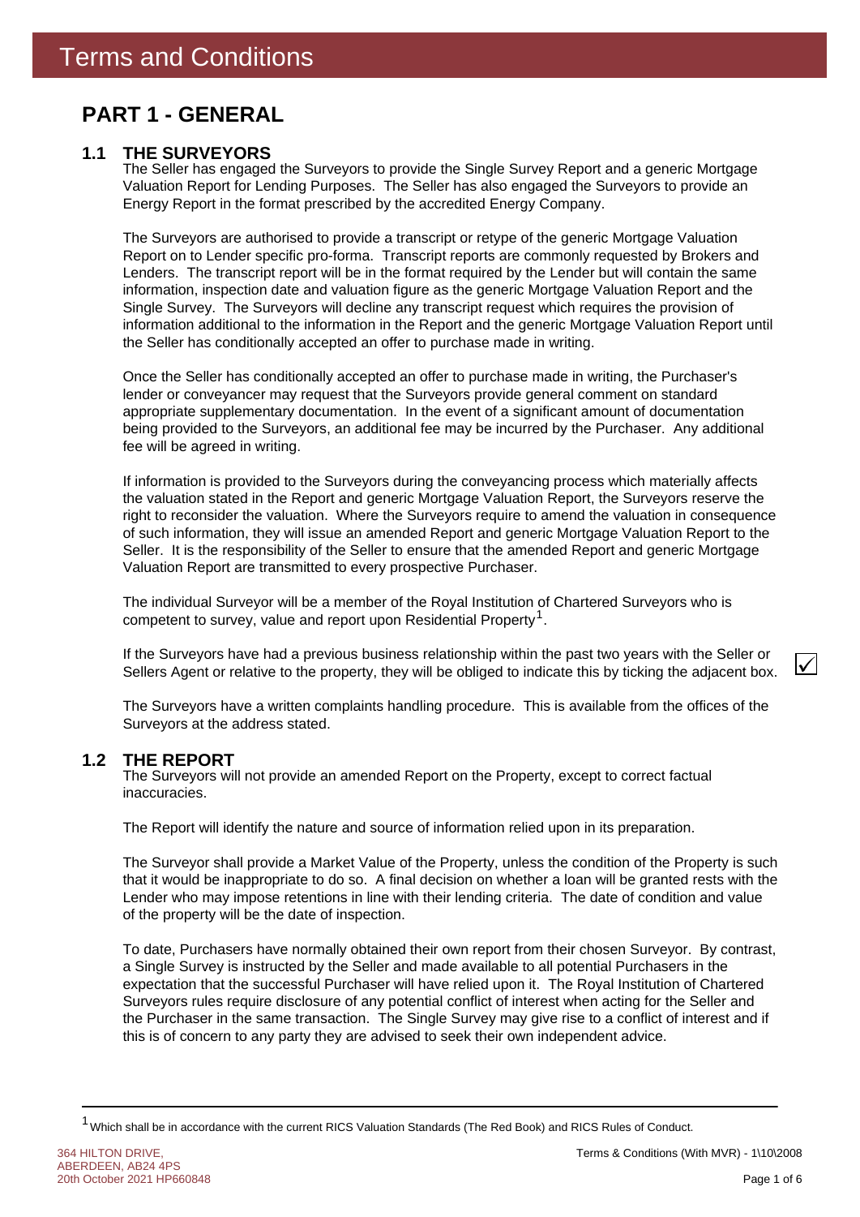# Terms and Conditions

## PART 1 - GENERAL

### 1.1 THE SURVEYORS

The Seller has engaged the Surveyors to provide the Single Survey Report and a generic Mortgage Valuation Report for Lending Purposes. The Seller has also engaged the Surveyors to provide an Energy Report in the format prescribed by the accredited Energy Company.

The Surveyors are authorised to provide a transcript or retype of the generic Mortgage Valuation Report on to Lender specific pro-forma. Transcript reports are commonly requested by Brokers and Lenders. The transcript report will be in the format required by the Lender but will contain the same information, inspection date and valuation figure as the generic Mortgage Valuation Report and the Single Survey. The Surveyors will decline any transcript request which requires the provision of information additional to the information in the Report and the generic Mortgage Valuation Report until the Seller has conditionally accepted an offer to purchase made in writing.

Once the Seller has conditionally accepted an offer to purchase made in writing, the Purchaser's lender or conveyancer may request that the Surveyors provide general comment on standard appropriate supplementary documentation. In the event of a significant amount of documentation being provided to the Surveyors, an additional fee may be incurred by the Purchaser. Any additional fee will be agreed in writing.

If information is provided to the Surveyors during the conveyancing process which materially affects the valuation stated in the Report and generic Mortgage Valuation Report, the Surveyors reserve the right to reconsider the valuation. Where the Surveyors require to amend the valuation in consequence of such information, they will issue an amended Report and generic Mortgage Valuation Report to the Seller. It is the responsibility of the Seller to ensure that the amended Report and generic Mortgage Valuation Report are transmitted to every prospective Purchaser.

The individual Surveyor will be a member of the Royal Institution of Chartered Surveyors who is competent to survey, value and report upon Residential Property[1].

If the Surveyors have had a previous business relationship within the past two years with the Seller or Sellers Agent or relative to the property, they will be obliged to indicate this by ticking the adjacent box. ☑

The Surveyors have a written complaints handling procedure. This is available from the offices of the Surveyors at the address stated.

### 1.2 THE REPORT

The Surveyors will not provide an amended Report on the Property, except to correct factual inaccuracies.

The Report will identify the nature and source of information relied upon in its preparation.

The Surveyor shall provide a Market Value of the Property, unless the condition of the Property is such that it would be inappropriate to do so. A final decision on whether a loan will be granted rests with the Lender who may impose retentions in line with their lending criteria. The date of condition and value of the property will be the date of inspection.

To date, Purchasers have normally obtained their own report from their chosen Surveyor. By contrast, a Single Survey is instructed by the Seller and made available to all potential Purchasers in the expectation that the successful Purchaser will have relied upon it. The Royal Institution of Chartered Surveyors rules require disclosure of any potential conflict of interest when acting for the Seller and the Purchaser in the same transaction. The Single Survey may give rise to a conflict of interest and if this is of concern to any party they are advised to seek their own independent advice.

---

[1] Which shall be in accordance with the current RICS Valuation Standards (The Red Book) and RICS Rules of Conduct.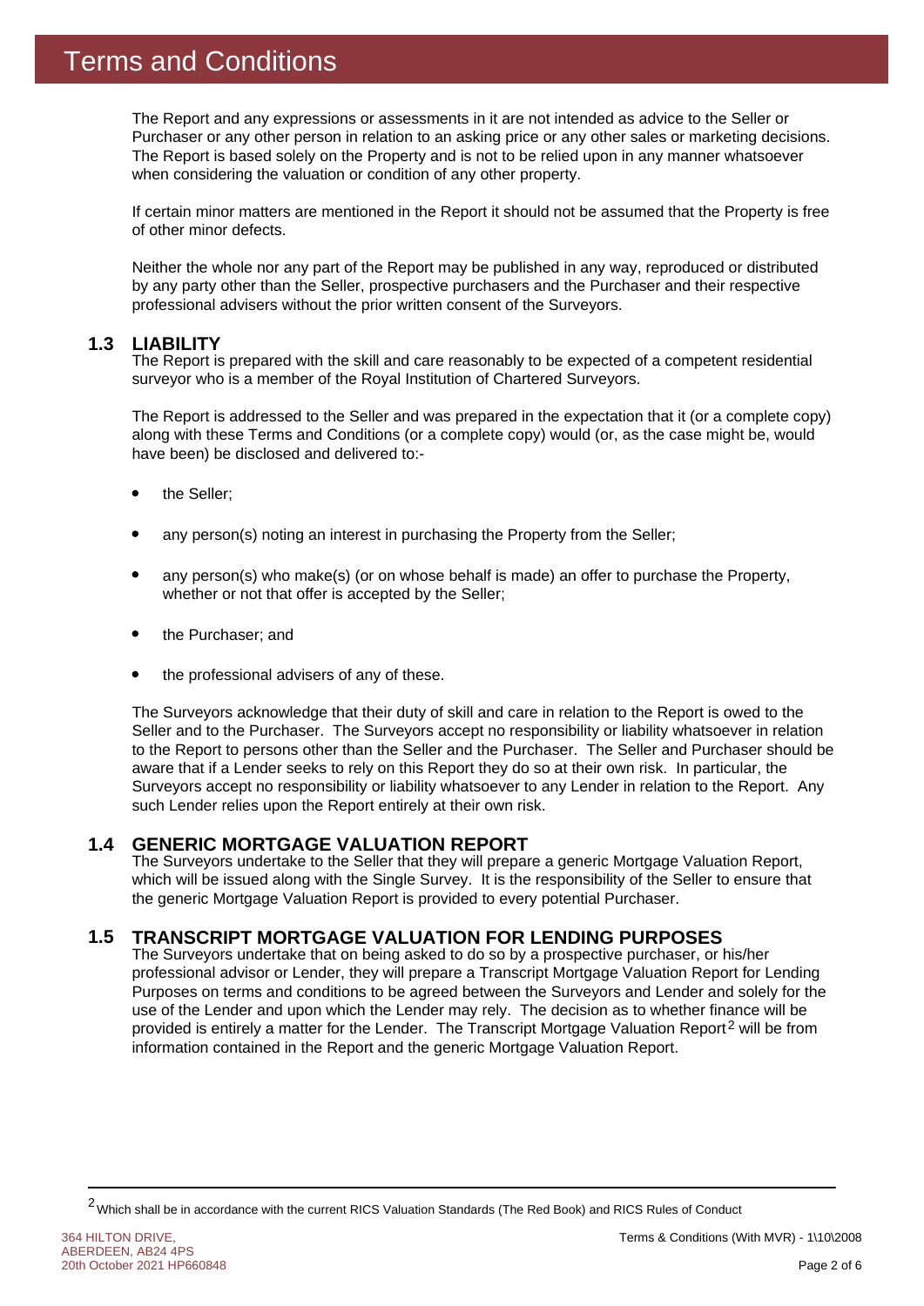The Report and any expressions or assessments in it are not intended as advice to the Seller or Purchaser or any other person in relation to an asking price or any other sales or marketing decisions. The Report is based solely on the Property and is not to be relied upon in any manner whatsoever when considering the valuation or condition of any other property.

If certain minor matters are mentioned in the Report it should not be assumed that the Property is free of other minor defects.

Neither the whole nor any part of the Report may be published in any way, reproduced or distributed by any party other than the Seller, prospective purchasers and the Purchaser and their respective professional advisers without the prior written consent of the Surveyors.

## 1.3 LIABILITY

The Report is prepared with the skill and care reasonably to be expected of a competent residential surveyor who is a member of the Royal Institution of Chartered Surveyors.

The Report is addressed to the Seller and was prepared in the expectation that it (or a complete copy) along with these Terms and Conditions (or a complete copy) would (or, as the case might be, would have been) be disclosed and delivered to:-

- the Seller;
- any person(s) noting an interest in purchasing the Property from the Seller;
- any person(s) who make(s) (or on whose behalf is made) an offer to purchase the Property, whether or not that offer is accepted by the Seller;
- the Purchaser; and
- the professional advisers of any of these.

The Surveyors acknowledge that their duty of skill and care in relation to the Report is owed to the Seller and to the Purchaser. The Surveyors accept no responsibility or liability whatsoever in relation to the Report to persons other than the Seller and the Purchaser. The Seller and Purchaser should be aware that if a Lender seeks to rely on this Report they do so at their own risk. In particular, the Surveyors accept no responsibility or liability whatsoever to any Lender in relation to the Report. Any such Lender relies upon the Report entirely at their own risk.

## 1.4 GENERIC MORTGAGE VALUATION REPORT

The Surveyors undertake to the Seller that they will prepare a generic Mortgage Valuation Report, which will be issued along with the Single Survey. It is the responsibility of the Seller to ensure that the generic Mortgage Valuation Report is provided to every potential Purchaser.

## 1.5 TRANSCRIPT MORTGAGE VALUATION FOR LENDING PURPOSES

The Surveyors undertake that on being asked to do so by a prospective purchaser, or his/her professional advisor or Lender, they will prepare a Transcript Mortgage Valuation Report for Lending Purposes on terms and conditions to be agreed between the Surveyors and Lender and solely for the use of the Lender and upon which the Lender may rely. The decision as to whether finance will be provided is entirely a matter for the Lender. The Transcript Mortgage Valuation Report[2] will be from information contained in the Report and the generic Mortgage Valuation Report.

---

[2] Which shall be in accordance with the current RICS Valuation Standards (The Red Book) and RICS Rules of Conduct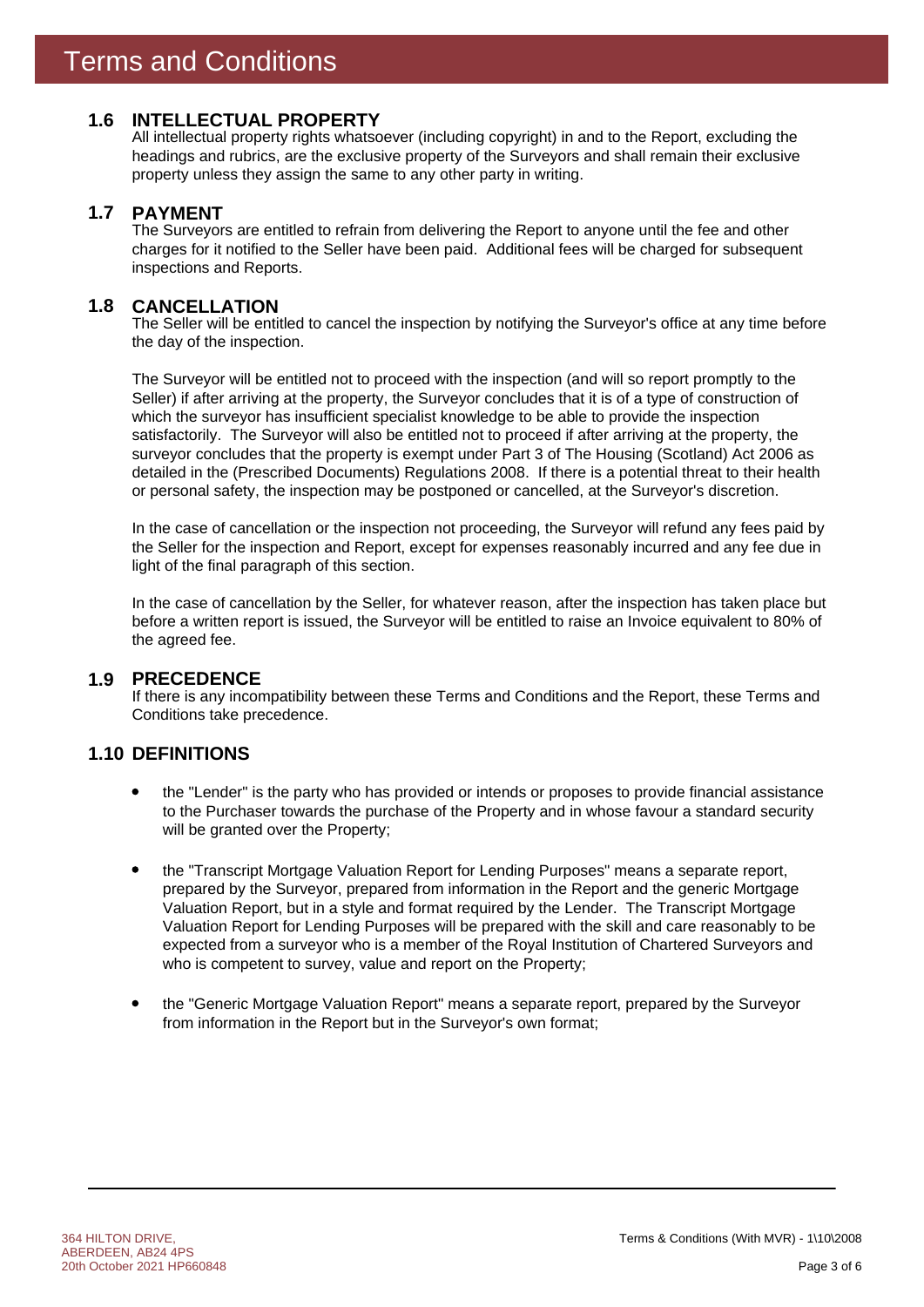# Terms and Conditions

## 1.6 INTELLECTUAL PROPERTY

All intellectual property rights whatsoever (including copyright) in and to the Report, excluding the headings and rubrics, are the exclusive property of the Surveyors and shall remain their exclusive property unless they assign the same to any other party in writing.

## 1.7 PAYMENT

The Surveyors are entitled to refrain from delivering the Report to anyone until the fee and other charges for it notified to the Seller have been paid. Additional fees will be charged for subsequent inspections and Reports.

## 1.8 CANCELLATION

The Seller will be entitled to cancel the inspection by notifying the Surveyor's office at any time before the day of the inspection.

The Surveyor will be entitled not to proceed with the inspection (and will so report promptly to the Seller) if after arriving at the property, the Surveyor concludes that it is of a type of construction of which the surveyor has insufficient specialist knowledge to be able to provide the inspection satisfactorily. The Surveyor will also be entitled not to proceed if after arriving at the property, the surveyor concludes that the property is exempt under Part 3 of The Housing (Scotland) Act 2006 as detailed in the (Prescribed Documents) Regulations 2008. If there is a potential threat to their health or personal safety, the inspection may be postponed or cancelled, at the Surveyor's discretion.

In the case of cancellation or the inspection not proceeding, the Surveyor will refund any fees paid by the Seller for the inspection and Report, except for expenses reasonably incurred and any fee due in light of the final paragraph of this section.

In the case of cancellation by the Seller, for whatever reason, after the inspection has taken place but before a written report is issued, the Surveyor will be entitled to raise an Invoice equivalent to 80% of the agreed fee.

## 1.9 PRECEDENCE

If there is any incompatibility between these Terms and Conditions and the Report, these Terms and Conditions take precedence.

## 1.10 DEFINITIONS

- the "Lender" is the party who has provided or intends or proposes to provide financial assistance to the Purchaser towards the purchase of the Property and in whose favour a standard security will be granted over the Property;

- the "Transcript Mortgage Valuation Report for Lending Purposes" means a separate report, prepared by the Surveyor, prepared from information in the Report and the generic Mortgage Valuation Report, but in a style and format required by the Lender. The Transcript Mortgage Valuation Report for Lending Purposes will be prepared with the skill and care reasonably to be expected from a surveyor who is a member of the Royal Institution of Chartered Surveyors and who is competent to survey, value and report on the Property;

- the "Generic Mortgage Valuation Report" means a separate report, prepared by the Surveyor from information in the Report but in the Surveyor's own format;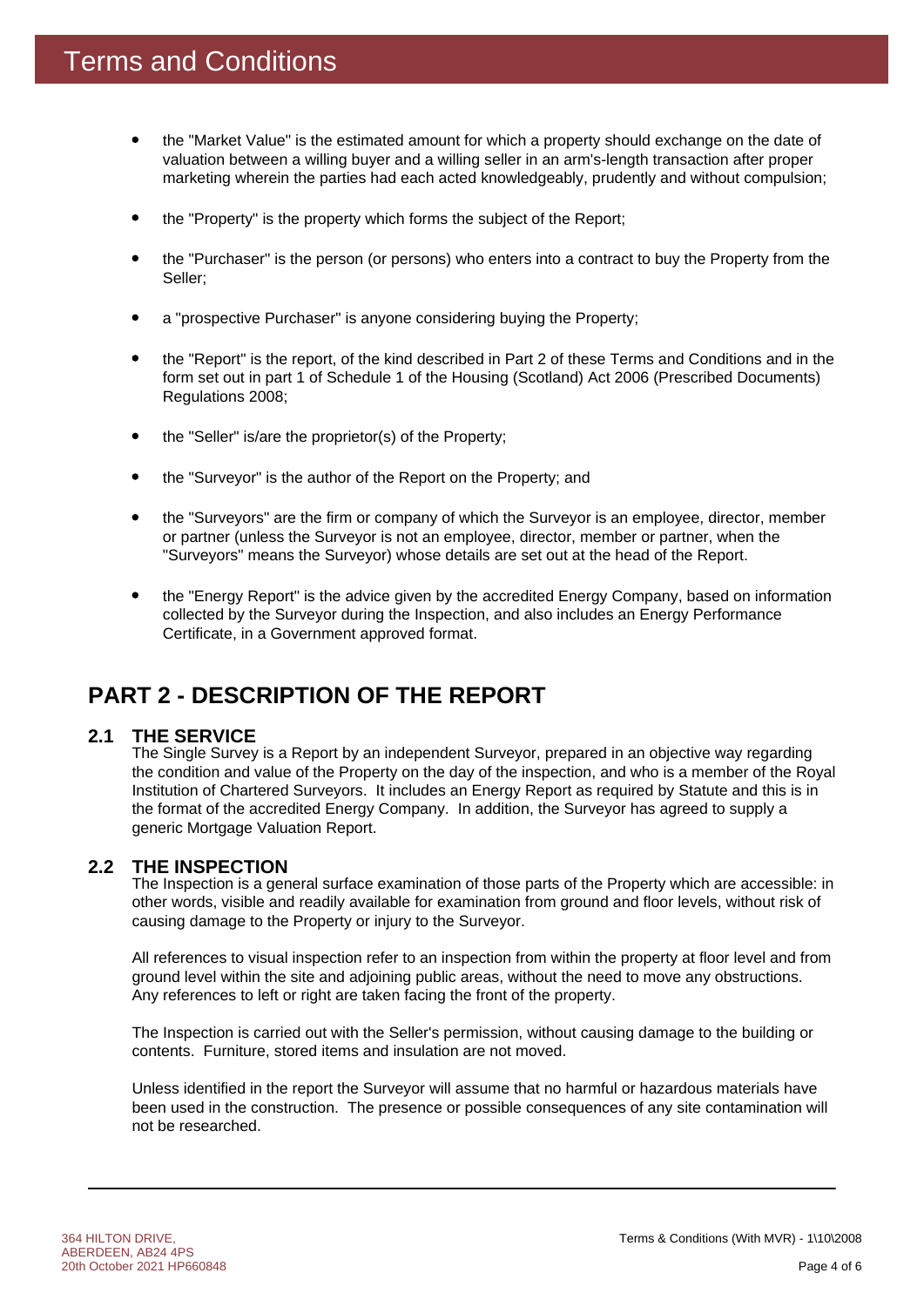# Terms and Conditions

- the "Market Value" is the estimated amount for which a property should exchange on the date of valuation between a willing buyer and a willing seller in an arm's-length transaction after proper marketing wherein the parties had each acted knowledgeably, prudently and without compulsion;
- the "Property" is the property which forms the subject of the Report;
- the "Purchaser" is the person (or persons) who enters into a contract to buy the Property from the Seller;
- a "prospective Purchaser" is anyone considering buying the Property;
- the "Report" is the report, of the kind described in Part 2 of these Terms and Conditions and in the form set out in part 1 of Schedule 1 of the Housing (Scotland) Act 2006 (Prescribed Documents) Regulations 2008;
- the "Seller" is/are the proprietor(s) of the Property;
- the "Surveyor" is the author of the Report on the Property; and
- the "Surveyors" are the firm or company of which the Surveyor is an employee, director, member or partner (unless the Surveyor is not an employee, director, member or partner, when the "Surveyors" means the Surveyor) whose details are set out at the head of the Report.
- the "Energy Report" is the advice given by the accredited Energy Company, based on information collected by the Surveyor during the Inspection, and also includes an Energy Performance Certificate, in a Government approved format.

## PART 2 - DESCRIPTION OF THE REPORT

### 2.1 THE SERVICE

The Single Survey is a Report by an independent Surveyor, prepared in an objective way regarding the condition and value of the Property on the day of the inspection, and who is a member of the Royal Institution of Chartered Surveyors. It includes an Energy Report as required by Statute and this is in the format of the accredited Energy Company. In addition, the Surveyor has agreed to supply a generic Mortgage Valuation Report.

### 2.2 THE INSPECTION

The Inspection is a general surface examination of those parts of the Property which are accessible: in other words, visible and readily available for examination from ground and floor levels, without risk of causing damage to the Property or injury to the Surveyor.

All references to visual inspection refer to an inspection from within the property at floor level and from ground level within the site and adjoining public areas, without the need to move any obstructions. Any references to left or right are taken facing the front of the property.

The Inspection is carried out with the Seller's permission, without causing damage to the building or contents. Furniture, stored items and insulation are not moved.

Unless identified in the report the Surveyor will assume that no harmful or hazardous materials have been used in the construction. The presence or possible consequences of any site contamination will not be researched.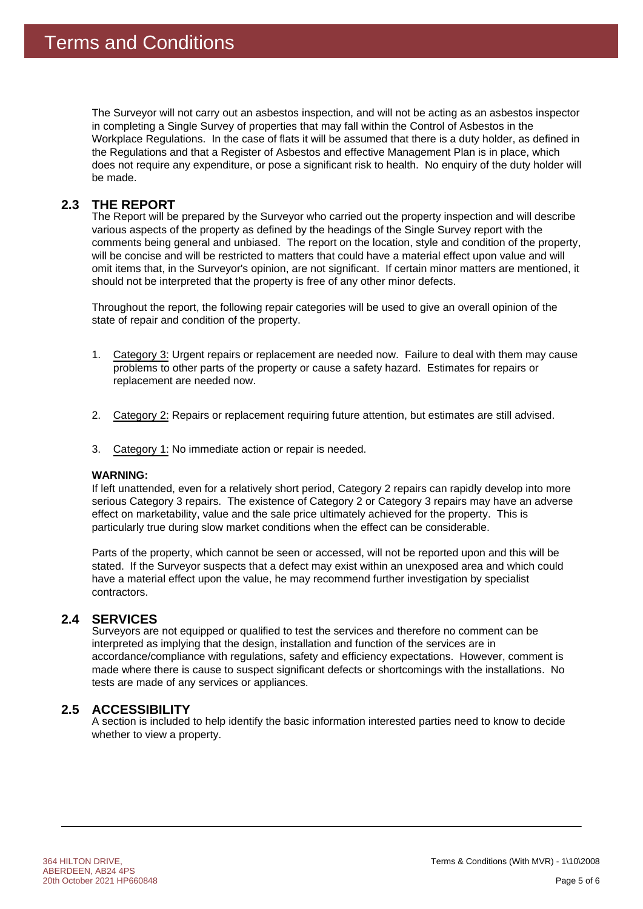# Terms and Conditions

The Surveyor will not carry out an asbestos inspection, and will not be acting as an asbestos inspector in completing a Single Survey of properties that may fall within the Control of Asbestos in the Workplace Regulations. In the case of flats it will be assumed that there is a duty holder, as defined in the Regulations and that a Register of Asbestos and effective Management Plan is in place, which does not require any expenditure, or pose a significant risk to health. No enquiry of the duty holder will be made.

## 2.3 THE REPORT

The Report will be prepared by the Surveyor who carried out the property inspection and will describe various aspects of the property as defined by the headings of the Single Survey report with the comments being general and unbiased. The report on the location, style and condition of the property, will be concise and will be restricted to matters that could have a material effect upon value and will omit items that, in the Surveyor's opinion, are not significant. If certain minor matters are mentioned, it should not be interpreted that the property is free of any other minor defects.

Throughout the report, the following repair categories will be used to give an overall opinion of the state of repair and condition of the property.

1. Category 3: Urgent repairs or replacement are needed now. Failure to deal with them may cause problems to other parts of the property or cause a safety hazard. Estimates for repairs or replacement are needed now.

2. Category 2: Repairs or replacement requiring future attention, but estimates are still advised.

3. Category 1: No immediate action or repair is needed.

**WARNING:**

If left unattended, even for a relatively short period, Category 2 repairs can rapidly develop into more serious Category 3 repairs. The existence of Category 2 or Category 3 repairs may have an adverse effect on marketability, value and the sale price ultimately achieved for the property. This is particularly true during slow market conditions when the effect can be considerable.

Parts of the property, which cannot be seen or accessed, will not be reported upon and this will be stated. If the Surveyor suspects that a defect may exist within an unexposed area and which could have a material effect upon the value, he may recommend further investigation by specialist contractors.

## 2.4 SERVICES

Surveyors are not equipped or qualified to test the services and therefore no comment can be interpreted as implying that the design, installation and function of the services are in accordance/compliance with regulations, safety and efficiency expectations. However, comment is made where there is cause to suspect significant defects or shortcomings with the installations. No tests are made of any services or appliances.

## 2.5 ACCESSIBILITY

A section is included to help identify the basic information interested parties need to know to decide whether to view a property.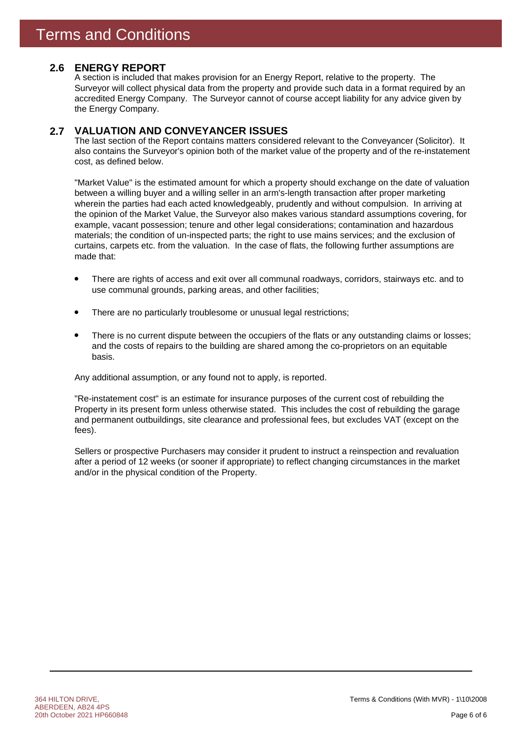# Terms and Conditions

## 2.6 ENERGY REPORT

A section is included that makes provision for an Energy Report, relative to the property. The Surveyor will collect physical data from the property and provide such data in a format required by an accredited Energy Company. The Surveyor cannot of course accept liability for any advice given by the Energy Company.

## 2.7 VALUATION AND CONVEYANCER ISSUES

The last section of the Report contains matters considered relevant to the Conveyancer (Solicitor). It also contains the Surveyor's opinion both of the market value of the property and of the re-instatement cost, as defined below.

"Market Value" is the estimated amount for which a property should exchange on the date of valuation between a willing buyer and a willing seller in an arm's-length transaction after proper marketing wherein the parties had each acted knowledgeably, prudently and without compulsion. In arriving at the opinion of the Market Value, the Surveyor also makes various standard assumptions covering, for example, vacant possession; tenure and other legal considerations; contamination and hazardous materials; the condition of un-inspected parts; the right to use mains services; and the exclusion of curtains, carpets etc. from the valuation. In the case of flats, the following further assumptions are made that:

- There are rights of access and exit over all communal roadways, corridors, stairways etc. and to use communal grounds, parking areas, and other facilities;
- There are no particularly troublesome or unusual legal restrictions;
- There is no current dispute between the occupiers of the flats or any outstanding claims or losses; and the costs of repairs to the building are shared among the co-proprietors on an equitable basis.

Any additional assumption, or any found not to apply, is reported.

"Re-instatement cost" is an estimate for insurance purposes of the current cost of rebuilding the Property in its present form unless otherwise stated. This includes the cost of rebuilding the garage and permanent outbuildings, site clearance and professional fees, but excludes VAT (except on the fees).

Sellers or prospective Purchasers may consider it prudent to instruct a reinspection and revaluation after a period of 12 weeks (or sooner if appropriate) to reflect changing circumstances in the market and/or in the physical condition of the Property.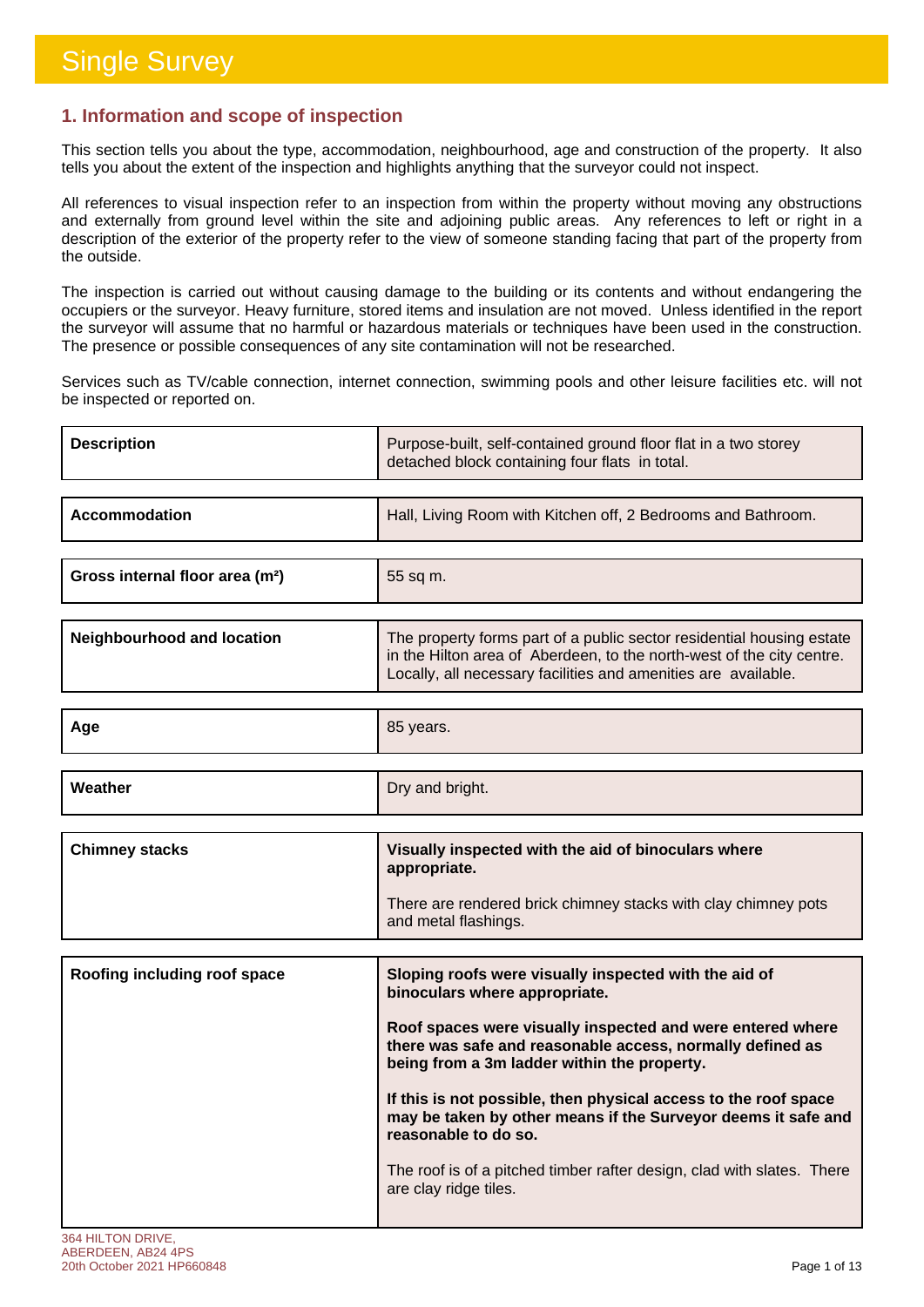# Single Survey

## 1. Information and scope of inspection

This section tells you about the type, accommodation, neighbourhood, age and construction of the property. It also tells you about the extent of the inspection and highlights anything that the surveyor could not inspect.

All references to visual inspection refer to an inspection from within the property without moving any obstructions and externally from ground level within the site and adjoining public areas. Any references to left or right in a description of the exterior of the property refer to the view of someone standing facing that part of the property from the outside.

The inspection is carried out without causing damage to the building or its contents and without endangering the occupiers or the surveyor. Heavy furniture, stored items and insulation are not moved. Unless identified in the report the surveyor will assume that no harmful or hazardous materials or techniques have been used in the construction. The presence or possible consequences of any site contamination will not be researched.

Services such as TV/cable connection, internet connection, swimming pools and other leisure facilities etc. will not be inspected or reported on.

| | |
|---|---|
| **Description** | Purpose-built, self-contained ground floor flat in a two storey detached block containing four flats in total. |
| **Accommodation** | Hall, Living Room with Kitchen off, 2 Bedrooms and Bathroom. |
| **Gross internal floor area (m²)** | 55 sq m. |
| **Neighbourhood and location** | The property forms part of a public sector residential housing estate in the Hilton area of Aberdeen, to the north-west of the city centre. Locally, all necessary facilities and amenities are available. |
| **Age** | 85 years. |
| **Weather** | Dry and bright. |
| **Chimney stacks** | **Visually inspected with the aid of binoculars where appropriate.**<br><br>There are rendered brick chimney stacks with clay chimney pots and metal flashings. |
| **Roofing including roof space** | **Sloping roofs were visually inspected with the aid of binoculars where appropriate.**<br><br>**Roof spaces were visually inspected and were entered where there was safe and reasonable access, normally defined as being from a 3m ladder within the property.**<br><br>**If this is not possible, then physical access to the roof space may be taken by other means if the Surveyor deems it safe and reasonable to do so.**<br><br>The roof is of a pitched timber rafter design, clad with slates. There are clay ridge tiles. |

364 HILTON DRIVE,
ABERDEEN, AB24 4PS
20th October 2021 HP660848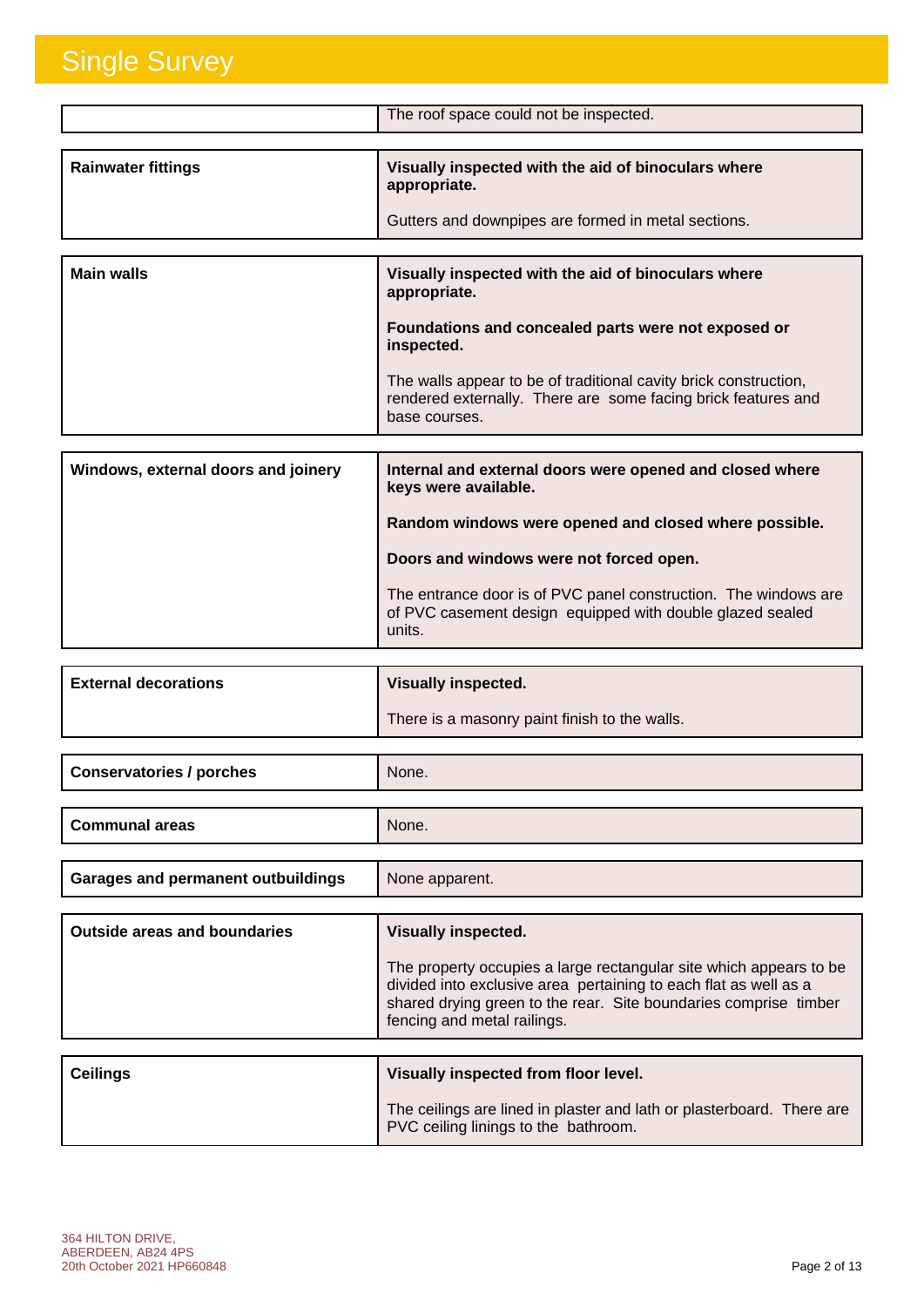| | |
|---|---|
| | The roof space could not be inspected. |

| | |
|---|---|
| **Rainwater fittings** | **Visually inspected with the aid of binoculars where appropriate.**<br><br>Gutters and downpipes are formed in metal sections. |

| | |
|---|---|
| **Main walls** | **Visually inspected with the aid of binoculars where appropriate.**<br><br>**Foundations and concealed parts were not exposed or inspected.**<br><br>The walls appear to be of traditional cavity brick construction, rendered externally. There are some facing brick features and base courses. |

| | |
|---|---|
| **Windows, external doors and joinery** | **Internal and external doors were opened and closed where keys were available.**<br><br>**Random windows were opened and closed where possible.**<br><br>**Doors and windows were not forced open.**<br><br>The entrance door is of PVC panel construction. The windows are of PVC casement design equipped with double glazed sealed units. |

| | |
|---|---|
| **External decorations** | **Visually inspected.**<br><br>There is a masonry paint finish to the walls. |

| | |
|---|---|
| **Conservatories / porches** | None. |

| | |
|---|---|
| **Communal areas** | None. |

| | |
|---|---|
| **Garages and permanent outbuildings** | None apparent. |

| | |
|---|---|
| **Outside areas and boundaries** | **Visually inspected.**<br><br>The property occupies a large rectangular site which appears to be divided into exclusive area pertaining to each flat as well as a shared drying green to the rear. Site boundaries comprise timber fencing and metal railings. |

| | |
|---|---|
| **Ceilings** | **Visually inspected from floor level.**<br><br>The ceilings are lined in plaster and lath or plasterboard. There are PVC ceiling linings to the bathroom. |

364 HILTON DRIVE,
ABERDEEN, AB24 4PS
20th October 2021 HP660848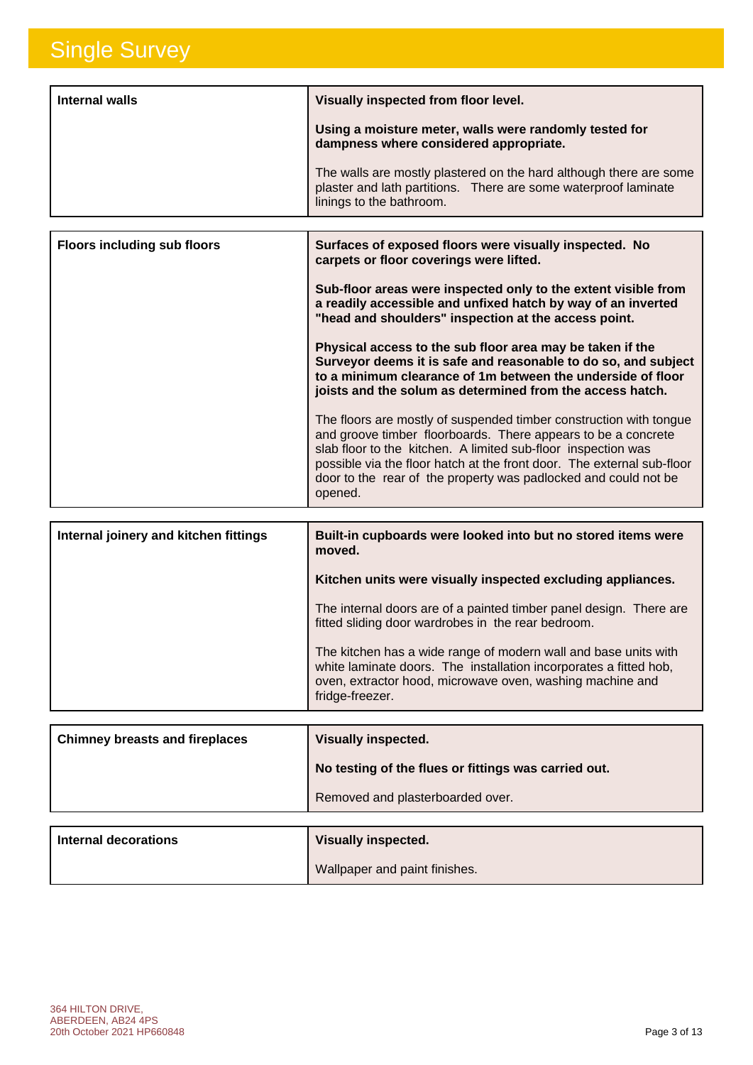# Single Survey

| Internal walls | **Visually inspected from floor level.**<br><br>**Using a moisture meter, walls were randomly tested for dampness where considered appropriate.**<br><br>The walls are mostly plastered on the hard although there are some plaster and lath partitions. There are some waterproof laminate linings to the bathroom. |
|---|---|

| Floors including sub floors | **Surfaces of exposed floors were visually inspected. No carpets or floor coverings were lifted.**<br><br>**Sub-floor areas were inspected only to the extent visible from a readily accessible and unfixed hatch by way of an inverted "head and shoulders" inspection at the access point.**<br><br>**Physical access to the sub floor area may be taken if the Surveyor deems it is safe and reasonable to do so, and subject to a minimum clearance of 1m between the underside of floor joists and the solum as determined from the access hatch.**<br><br>The floors are mostly of suspended timber construction with tongue and groove timber floorboards. There appears to be a concrete slab floor to the kitchen. A limited sub-floor inspection was possible via the floor hatch at the front door. The external sub-floor door to the rear of the property was padlocked and could not be opened. |
|---|---|

| Internal joinery and kitchen fittings | **Built-in cupboards were looked into but no stored items were moved.**<br><br>**Kitchen units were visually inspected excluding appliances.**<br><br>The internal doors are of a painted timber panel design. There are fitted sliding door wardrobes in the rear bedroom.<br><br>The kitchen has a wide range of modern wall and base units with white laminate doors. The installation incorporates a fitted hob, oven, extractor hood, microwave oven, washing machine and fridge-freezer. |
|---|---|

| Chimney breasts and fireplaces | **Visually inspected.**<br><br>**No testing of the flues or fittings was carried out.**<br><br>Removed and plasterboarded over. |
|---|---|

| Internal decorations | **Visually inspected.**<br><br>Wallpaper and paint finishes. |
|---|---|

364 HILTON DRIVE,
ABERDEEN, AB24 4PS
20th October 2021 HP660848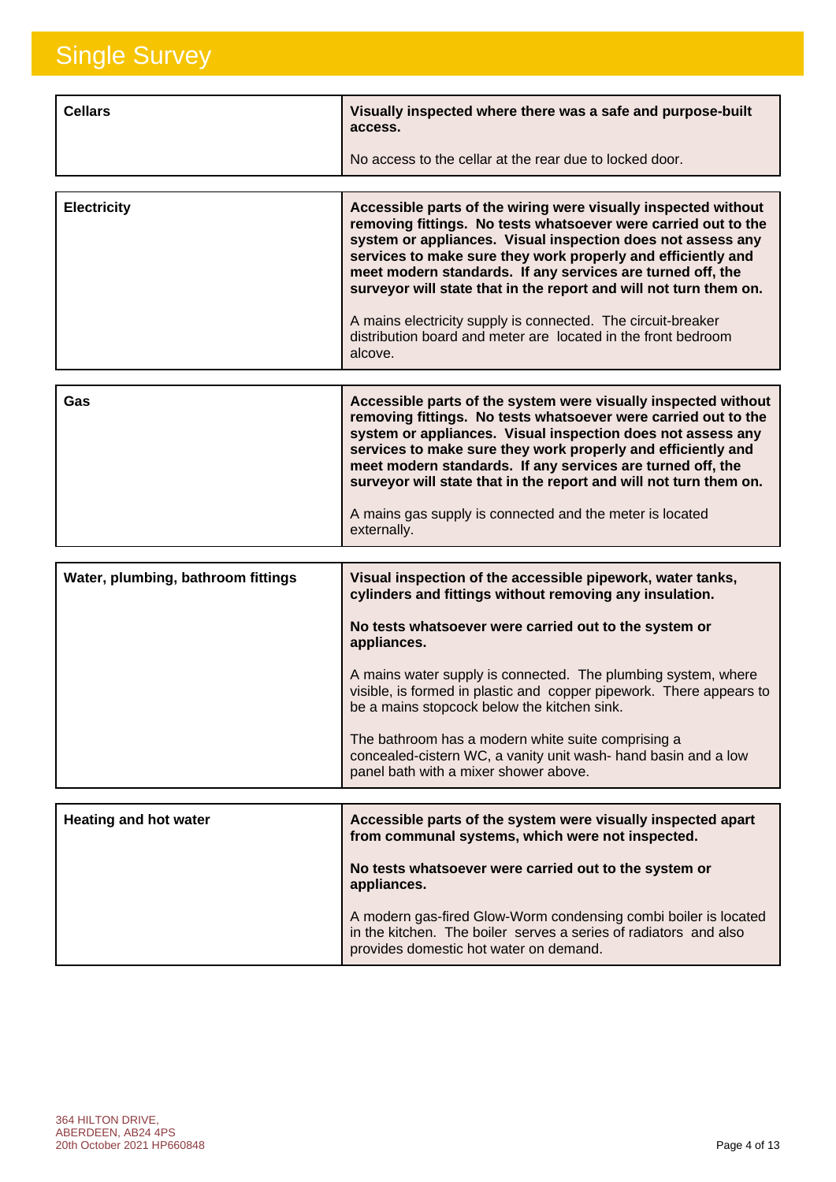# Single Survey

| | |
|---|---|
| **Cellars** | **Visually inspected where there was a safe and purpose-built access.**<br><br>No access to the cellar at the rear due to locked door. |

| | |
|---|---|
| **Electricity** | **Accessible parts of the wiring were visually inspected without removing fittings. No tests whatsoever were carried out to the system or appliances. Visual inspection does not assess any services to make sure they work properly and efficiently and meet modern standards. If any services are turned off, the surveyor will state that in the report and will not turn them on.**<br><br>A mains electricity supply is connected. The circuit-breaker distribution board and meter are located in the front bedroom alcove. |

| | |
|---|---|
| **Gas** | **Accessible parts of the system were visually inspected without removing fittings. No tests whatsoever were carried out to the system or appliances. Visual inspection does not assess any services to make sure they work properly and efficiently and meet modern standards. If any services are turned off, the surveyor will state that in the report and will not turn them on.**<br><br>A mains gas supply is connected and the meter is located externally. |

| | |
|---|---|
| **Water, plumbing, bathroom fittings** | **Visual inspection of the accessible pipework, water tanks, cylinders and fittings without removing any insulation.**<br><br>**No tests whatsoever were carried out to the system or appliances.**<br><br>A mains water supply is connected. The plumbing system, where visible, is formed in plastic and copper pipework. There appears to be a mains stopcock below the kitchen sink.<br><br>The bathroom has a modern white suite comprising a concealed-cistern WC, a vanity unit wash- hand basin and a low panel bath with a mixer shower above. |

| | |
|---|---|
| **Heating and hot water** | **Accessible parts of the system were visually inspected apart from communal systems, which were not inspected.**<br><br>**No tests whatsoever were carried out to the system or appliances.**<br><br>A modern gas-fired Glow-Worm condensing combi boiler is located in the kitchen. The boiler serves a series of radiators and also provides domestic hot water on demand. |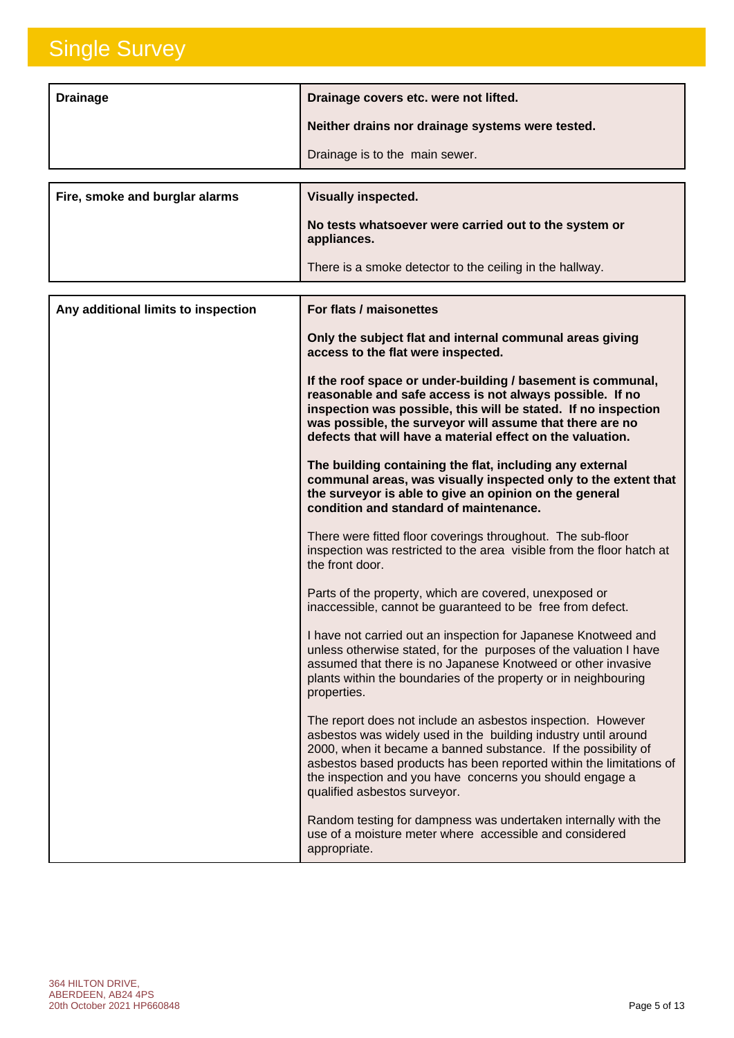# Single Survey

| Drainage | **Drainage covers etc. were not lifted.**<br><br>**Neither drains nor drainage systems were tested.**<br><br>Drainage is to the main sewer. |
|---|---|

| Fire, smoke and burglar alarms | **Visually inspected.**<br><br>**No tests whatsoever were carried out to the system or appliances.**<br><br>There is a smoke detector to the ceiling in the hallway. |
|---|---|

| Any additional limits to inspection | **For flats / maisonettes**<br><br>**Only the subject flat and internal communal areas giving access to the flat were inspected.**<br><br>**If the roof space or under-building / basement is communal, reasonable and safe access is not always possible. If no inspection was possible, this will be stated. If no inspection was possible, the surveyor will assume that there are no defects that will have a material effect on the valuation.**<br><br>**The building containing the flat, including any external communal areas, was visually inspected only to the extent that the surveyor is able to give an opinion on the general condition and standard of maintenance.**<br><br>There were fitted floor coverings throughout. The sub-floor inspection was restricted to the area visible from the floor hatch at the front door.<br><br>Parts of the property, which are covered, unexposed or inaccessible, cannot be guaranteed to be free from defect.<br><br>I have not carried out an inspection for Japanese Knotweed and unless otherwise stated, for the purposes of the valuation I have assumed that there is no Japanese Knotweed or other invasive plants within the boundaries of the property or in neighbouring properties.<br><br>The report does not include an asbestos inspection. However asbestos was widely used in the building industry until around 2000, when it became a banned substance. If the possibility of asbestos based products has been reported within the limitations of the inspection and you have concerns you should engage a qualified asbestos surveyor.<br><br>Random testing for dampness was undertaken internally with the use of a moisture meter where accessible and considered appropriate. |
|---|---|

364 HILTON DRIVE,
ABERDEEN, AB24 4PS
20th October 2021 HP660848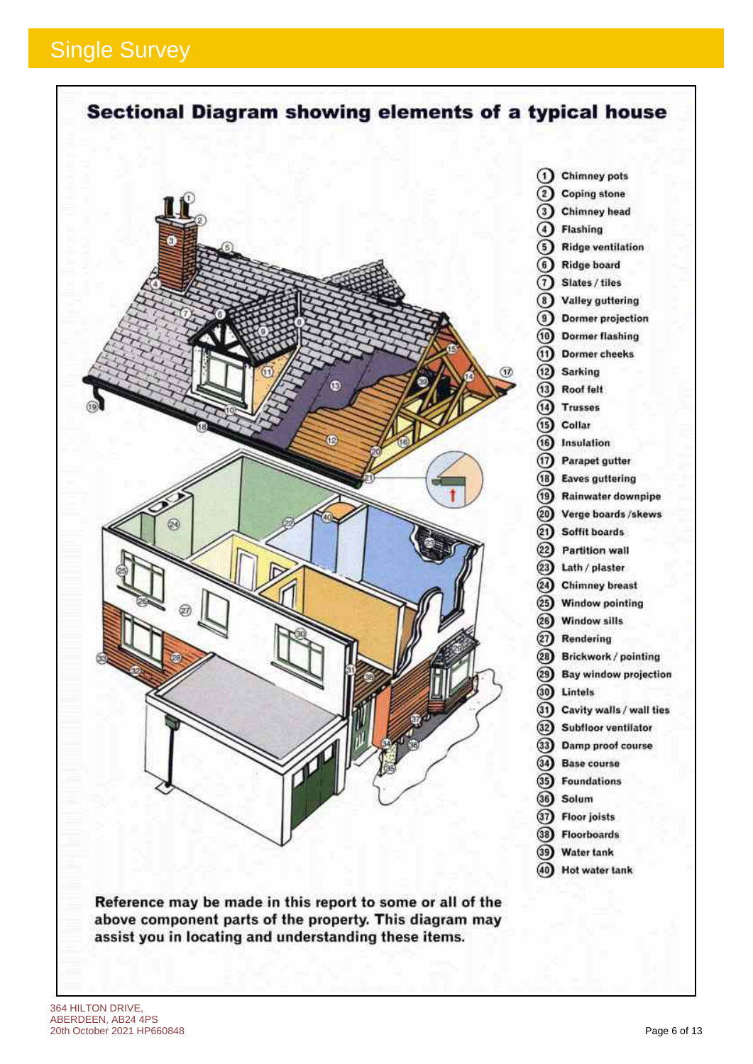## Sectional Diagram showing elements of a typical house

1. Chimney pots
2. Coping stone
3. Chimney head
4. Flashing
5. Ridge ventilation
6. Ridge board
7. Slates / tiles
8. Valley guttering
9. Dormer projection
10. Dormer flashing
11. Dormer cheeks
12. Sarking
13. Roof felt
14. Trusses
15. Collar
16. Insulation
17. Parapet gutter
18. Eaves guttering
19. Rainwater downpipe
20. Verge boards /skews
21. Soffit boards
22. Partition wall
23. Lath / plaster
24. Chimney breast
25. Window pointing
26. Window sills
27. Rendering
28. Brickwork / pointing
29. Bay window projection
30. Lintels
31. Cavity walls / wall ties
32. Subfloor ventilator
33. Damp proof course
34. Base course
35. Foundations
36. Solum
37. Floor joists
38. Floorboards
39. Water tank
40. Hot water tank

**Reference may be made in this report to some or all of the above component parts of the property. This diagram may assist you in locating and understanding these items.**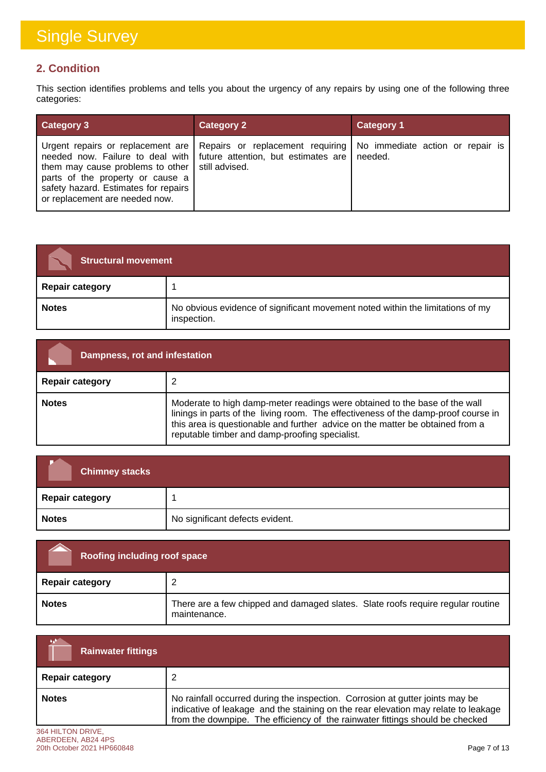# Single Survey

## 2. Condition

This section identifies problems and tells you about the urgency of any repairs by using one of the following three categories:

| Category 3 | Category 2 | Category 1 |
|---|---|---|
| Urgent repairs or replacement are needed now. Failure to deal with them may cause problems to other parts of the property or cause a safety hazard. Estimates for repairs or replacement are needed now. | Repairs or replacement requiring future attention, but estimates are still advised. | No immediate action or repair is needed. |

| Structural movement | |
|---|---|
| **Repair category** | 1 |
| **Notes** | No obvious evidence of significant movement noted within the limitations of my inspection. |

| Dampness, rot and infestation | |
|---|---|
| **Repair category** | 2 |
| **Notes** | Moderate to high damp-meter readings were obtained to the base of the wall linings in parts of the living room. The effectiveness of the damp-proof course in this area is questionable and further advice on the matter be obtained from a reputable timber and damp-proofing specialist. |

| Chimney stacks | |
|---|---|
| **Repair category** | 1 |
| **Notes** | No significant defects evident. |

| Roofing including roof space | |
|---|---|
| **Repair category** | 2 |
| **Notes** | There are a few chipped and damaged slates. Slate roofs require regular routine maintenance. |

| Rainwater fittings | |
|---|---|
| **Repair category** | 2 |
| **Notes** | No rainfall occurred during the inspection. Corrosion at gutter joints may be indicative of leakage and the staining on the rear elevation may relate to leakage from the downpipe. The efficiency of the rainwater fittings should be checked |

364 HILTON DRIVE,
ABERDEEN, AB24 4PS
20th October 2021 HP660848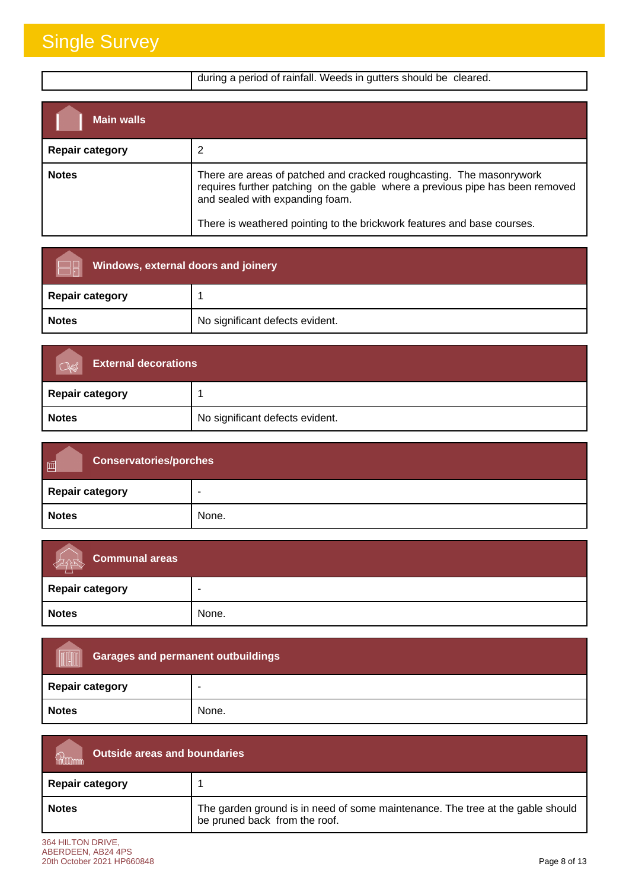| | during a period of rainfall. Weeds in gutters should be cleared. |
|---|---|

## Main walls

| | |
|---|---|
| **Repair category** | 2 |
| **Notes** | There are areas of patched and cracked roughcasting. The masonrywork requires further patching on the gable where a previous pipe has been removed and sealed with expanding foam.<br><br>There is weathered pointing to the brickwork features and base courses. |

## Windows, external doors and joinery

| | |
|---|---|
| **Repair category** | 1 |
| **Notes** | No significant defects evident. |

## External decorations

| | |
|---|---|
| **Repair category** | 1 |
| **Notes** | No significant defects evident. |

## Conservatories/porches

| | |
|---|---|
| **Repair category** | - |
| **Notes** | None. |

## Communal areas

| | |
|---|---|
| **Repair category** | - |
| **Notes** | None. |

## Garages and permanent outbuildings

| | |
|---|---|
| **Repair category** | - |
| **Notes** | None. |

## Outside areas and boundaries

| | |
|---|---|
| **Repair category** | 1 |
| **Notes** | The garden ground is in need of some maintenance. The tree at the gable should be pruned back from the roof. |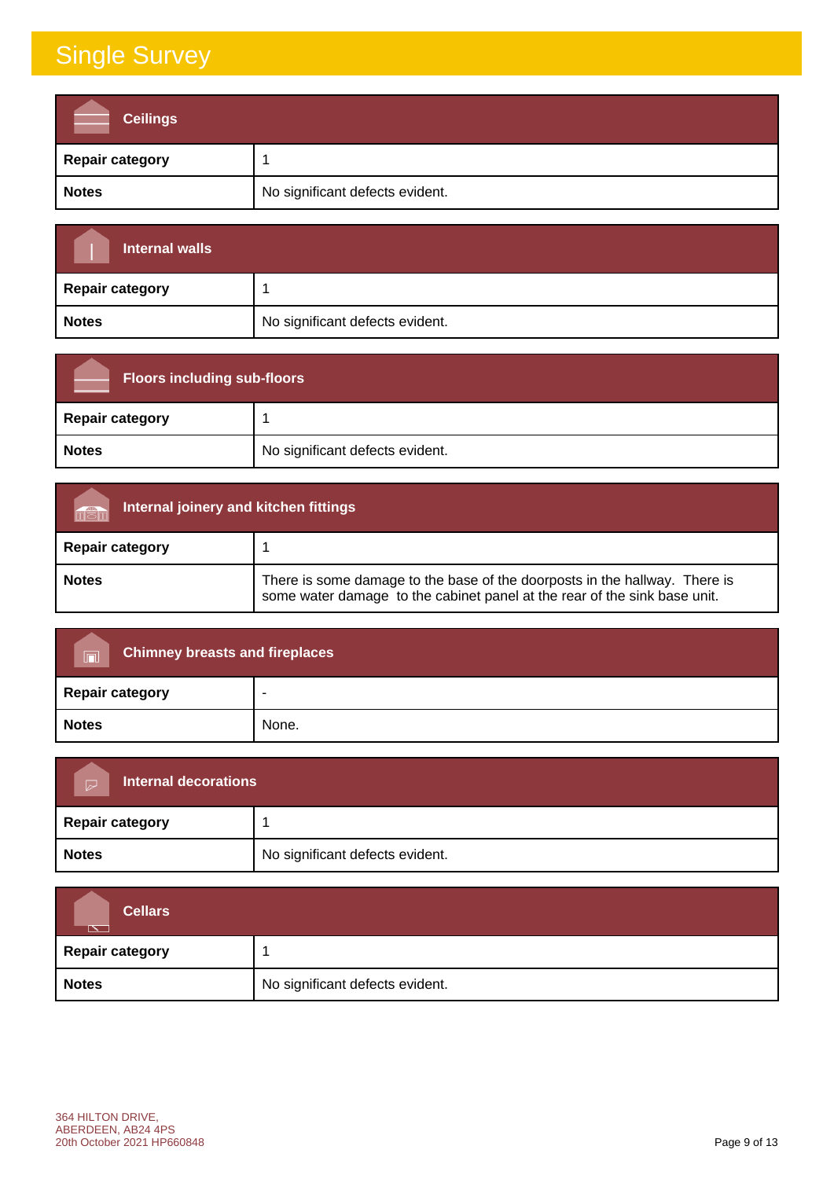# Single Survey

### Ceilings

| | |
|---|---|
| **Repair category** | 1 |
| **Notes** | No significant defects evident. |

### Internal walls

| | |
|---|---|
| **Repair category** | 1 |
| **Notes** | No significant defects evident. |

### Floors including sub-floors

| | |
|---|---|
| **Repair category** | 1 |
| **Notes** | No significant defects evident. |

### Internal joinery and kitchen fittings

| | |
|---|---|
| **Repair category** | 1 |
| **Notes** | There is some damage to the base of the doorposts in the hallway. There is some water damage to the cabinet panel at the rear of the sink base unit. |

### Chimney breasts and fireplaces

| | |
|---|---|
| **Repair category** | - |
| **Notes** | None. |

### Internal decorations

| | |
|---|---|
| **Repair category** | 1 |
| **Notes** | No significant defects evident. |

### Cellars

| | |
|---|---|
| **Repair category** | 1 |
| **Notes** | No significant defects evident. |

364 HILTON DRIVE,
ABERDEEN, AB24 4PS
20th October 2021 HP660848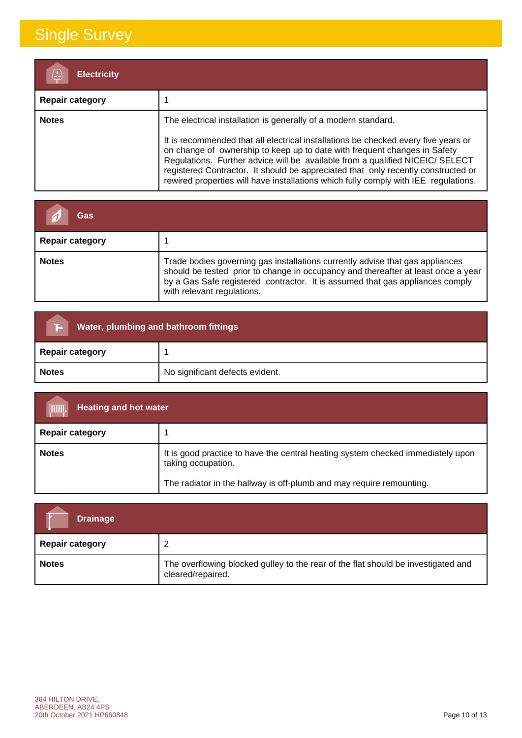# Single Survey

| Electricity | |
|---|---|
| **Repair category** | 1 |
| **Notes** | The electrical installation is generally of a modern standard.<br><br>It is recommended that all electrical installations be checked every five years or on change of ownership to keep up to date with frequent changes in Safety Regulations. Further advice will be available from a qualified NICEIC/ SELECT registered Contractor. It should be appreciated that only recently constructed or rewired properties will have installations which fully comply with IEE regulations. |

| Gas | |
|---|---|
| **Repair category** | 1 |
| **Notes** | Trade bodies governing gas installations currently advise that gas appliances should be tested prior to change in occupancy and thereafter at least once a year by a Gas Safe registered contractor. It is assumed that gas appliances comply with relevant regulations. |

| Water, plumbing and bathroom fittings | |
|---|---|
| **Repair category** | 1 |
| **Notes** | No significant defects evident. |

| Heating and hot water | |
|---|---|
| **Repair category** | 1 |
| **Notes** | It is good practice to have the central heating system checked immediately upon taking occupation.<br><br>The radiator in the hallway is off-plumb and may require remounting. |

| Drainage | |
|---|---|
| **Repair category** | 2 |
| **Notes** | The overflowing blocked gulley to the rear of the flat should be investigated and cleared/repaired. |

364 HILTON DRIVE,
ABERDEEN, AB24 4PS
20th October 2021 HP660848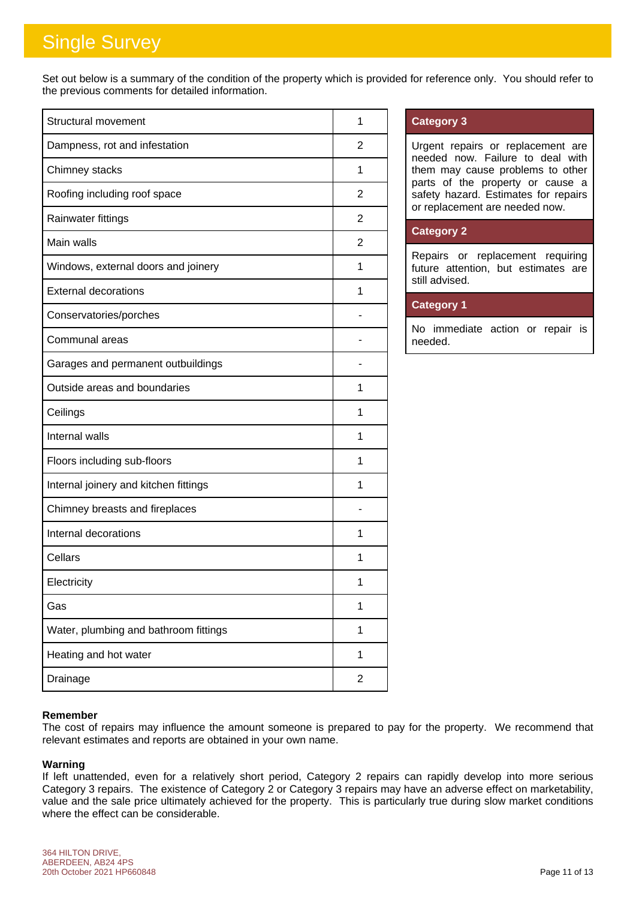# Single Survey

Set out below is a summary of the condition of the property which is provided for reference only. You should refer to the previous comments for detailed information.

| Element | Category |
|---|---|
| Structural movement | 1 |
| Dampness, rot and infestation | 2 |
| Chimney stacks | 1 |
| Roofing including roof space | 2 |
| Rainwater fittings | 2 |
| Main walls | 2 |
| Windows, external doors and joinery | 1 |
| External decorations | 1 |
| Conservatories/porches | - |
| Communal areas | - |
| Garages and permanent outbuildings | - |
| Outside areas and boundaries | 1 |
| Ceilings | 1 |
| Internal walls | 1 |
| Floors including sub-floors | 1 |
| Internal joinery and kitchen fittings | 1 |
| Chimney breasts and fireplaces | - |
| Internal decorations | 1 |
| Cellars | 1 |
| Electricity | 1 |
| Gas | 1 |
| Water, plumbing and bathroom fittings | 1 |
| Heating and hot water | 1 |
| Drainage | 2 |

**Category 3**

Urgent repairs or replacement are needed now. Failure to deal with them may cause problems to other parts of the property or cause a safety hazard. Estimates for repairs or replacement are needed now.

**Category 2**

Repairs or replacement requiring future attention, but estimates are still advised.

**Category 1**

No immediate action or repair is needed.

**Remember**

The cost of repairs may influence the amount someone is prepared to pay for the property. We recommend that relevant estimates and reports are obtained in your own name.

**Warning**

If left unattended, even for a relatively short period, Category 2 repairs can rapidly develop into more serious Category 3 repairs. The existence of Category 2 or Category 3 repairs may have an adverse effect on marketability, value and the sale price ultimately achieved for the property. This is particularly true during slow market conditions where the effect can be considerable.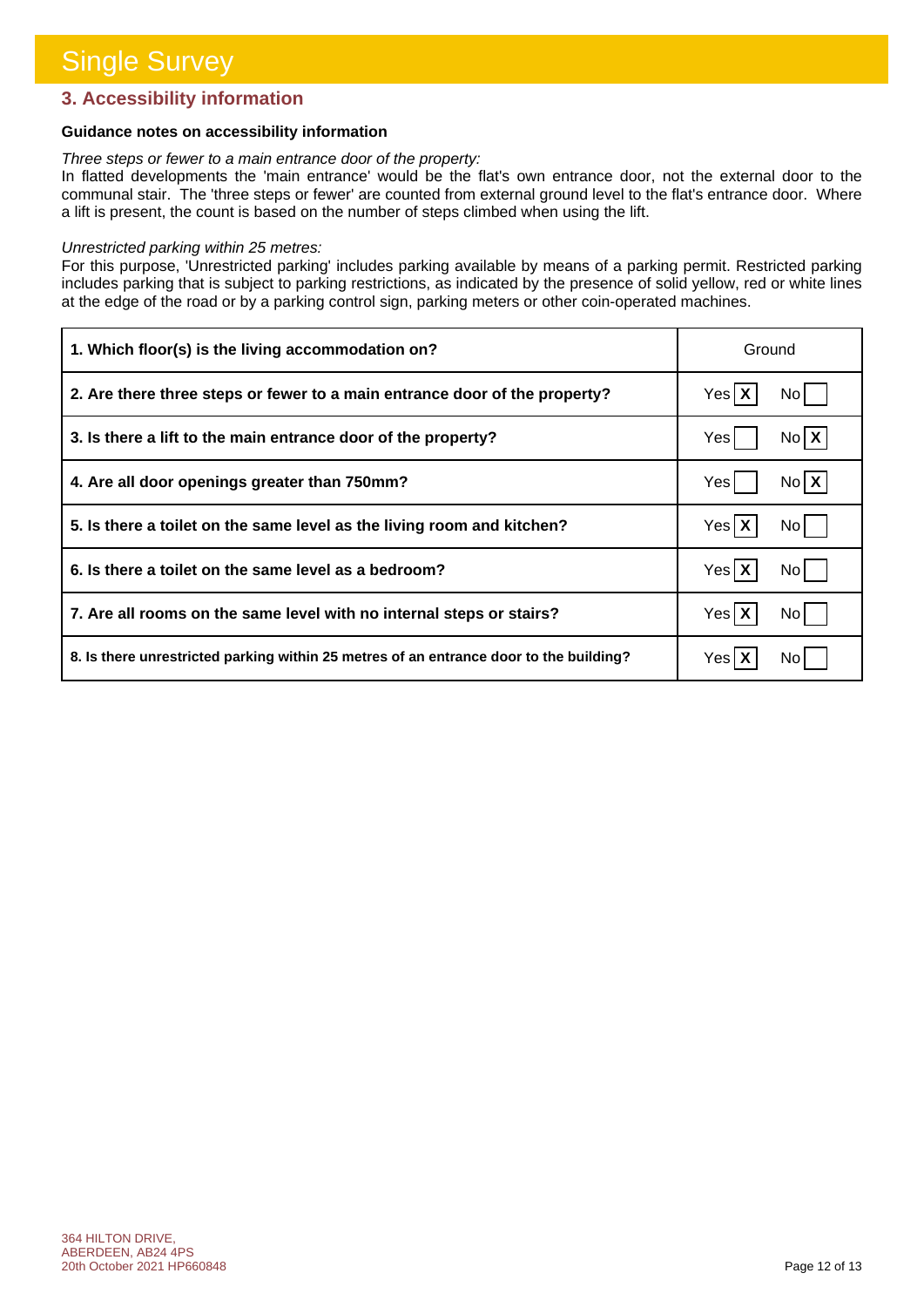# Single Survey

## 3. Accessibility information

**Guidance notes on accessibility information**

*Three steps or fewer to a main entrance door of the property:*

In flatted developments the 'main entrance' would be the flat's own entrance door, not the external door to the communal stair. The 'three steps or fewer' are counted from external ground level to the flat's entrance door. Where a lift is present, the count is based on the number of steps climbed when using the lift.

*Unrestricted parking within 25 metres:*

For this purpose, 'Unrestricted parking' includes parking available by means of a parking permit. Restricted parking includes parking that is subject to parking restrictions, as indicated by the presence of solid yellow, red or white lines at the edge of the road or by a parking control sign, parking meters or other coin-operated machines.

| Question | Answer |
|---|---|
| **1. Which floor(s) is the living accommodation on?** | Ground |
| **2. Are there three steps or fewer to a main entrance door of the property?** | Yes [X] No [ ] |
| **3. Is there a lift to the main entrance door of the property?** | Yes [ ] No [X] |
| **4. Are all door openings greater than 750mm?** | Yes [ ] No [X] |
| **5. Is there a toilet on the same level as the living room and kitchen?** | Yes [X] No [ ] |
| **6. Is there a toilet on the same level as a bedroom?** | Yes [X] No [ ] |
| **7. Are all rooms on the same level with no internal steps or stairs?** | Yes [X] No [ ] |
| **8. Is there unrestricted parking within 25 metres of an entrance door to the building?** | Yes [X] No [ ] |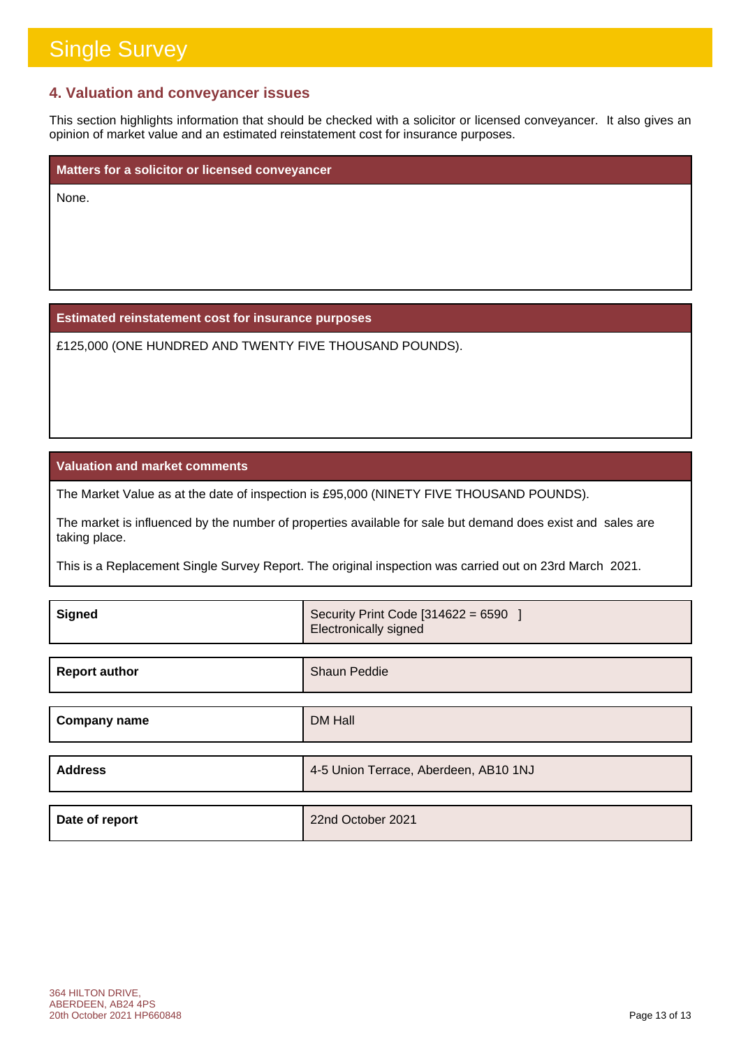# Single Survey

## 4. Valuation and conveyancer issues

This section highlights information that should be checked with a solicitor or licensed conveyancer. It also gives an opinion of market value and an estimated reinstatement cost for insurance purposes.

### Matters for a solicitor or licensed conveyancer

None.

### Estimated reinstatement cost for insurance purposes

£125,000 (ONE HUNDRED AND TWENTY FIVE THOUSAND POUNDS).

### Valuation and market comments

The Market Value as at the date of inspection is £95,000 (NINETY FIVE THOUSAND POUNDS).

The market is influenced by the number of properties available for sale but demand does exist and sales are taking place.

This is a Replacement Single Survey Report. The original inspection was carried out on 23rd March 2021.

| | |
|---|---|
| **Signed** | Security Print Code [314622 = 6590 ]<br>Electronically signed |
| **Report author** | Shaun Peddie |
| **Company name** | DM Hall |
| **Address** | 4-5 Union Terrace, Aberdeen, AB10 1NJ |
| **Date of report** | 22nd October 2021 |

364 HILTON DRIVE,
ABERDEEN, AB24 4PS
20th October 2021 HP660848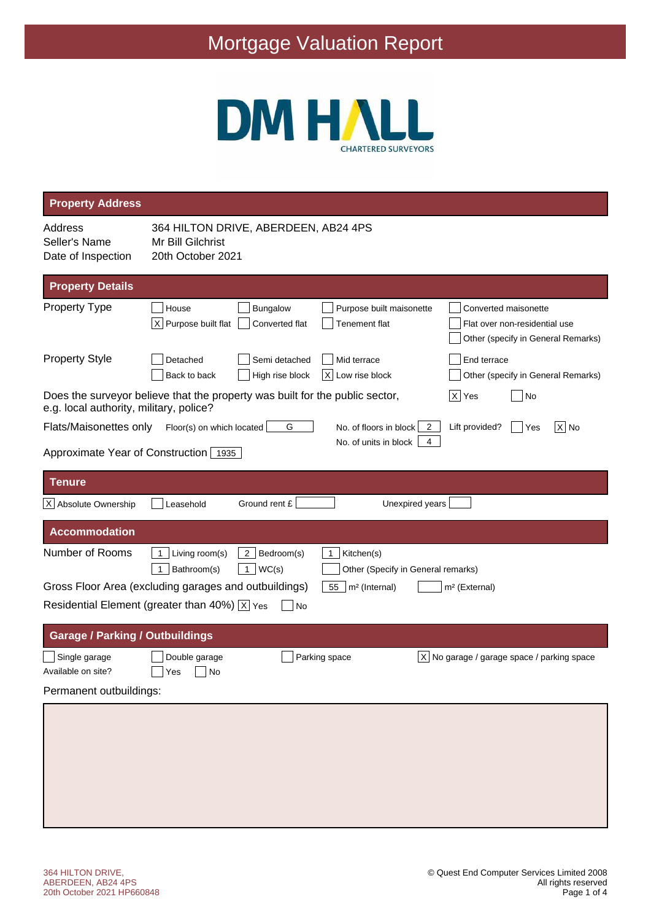# Mortgage Valuation Report

DM HALL
CHARTERED SURVEYORS

## Property Address

| | |
|---|---|
| Address | 364 HILTON DRIVE, ABERDEEN, AB24 4PS |
| Seller's Name | Mr Bill Gilchrist |
| Date of Inspection | 20th October 2021 |

## Property Details

**Property Type**

- [ ] House
- [ ] Bungalow
- [ ] Purpose built maisonette
- [ ] Converted maisonette
- [X] Purpose built flat
- [ ] Converted flat
- [ ] Tenement flat
- [ ] Flat over non-residential use
- [ ] Other (specify in General Remarks)

**Property Style**

- [ ] Detached
- [ ] Semi detached
- [ ] Mid terrace
- [ ] End terrace
- [ ] Back to back
- [ ] High rise block
- [X] Low rise block
- [ ] Other (specify in General Remarks)

Does the surveyor believe that the property was built for the public sector, e.g. local authority, military, police? [X] Yes [ ] No

**Flats/Maisonettes only**

Floor(s) on which located: G

No. of floors in block: 2

No. of units in block: 4

Lift provided? [ ] Yes [X] No

Approximate Year of Construction: 1935

## Tenure

- [X] Absolute Ownership
- [ ] Leasehold

Ground rent £ 

Unexpired years 

## Accommodation

**Number of Rooms**

| | |
|---|---|
| 1 | Living room(s) |
| 2 | Bedroom(s) |
| 1 | Kitchen(s) |
| 1 | Bathroom(s) |
| 1 | WC(s) |
| | Other (Specify in General remarks) |

Gross Floor Area (excluding garages and outbuildings): 55 m² (Internal) m² (External)

Residential Element (greater than 40%) [X] Yes [ ] No

## Garage / Parking / Outbuildings

- [ ] Single garage
- [ ] Double garage
- [ ] Parking space
- [X] No garage / garage space / parking space

Available on site? [ ] Yes [ ] No

Permanent outbuildings: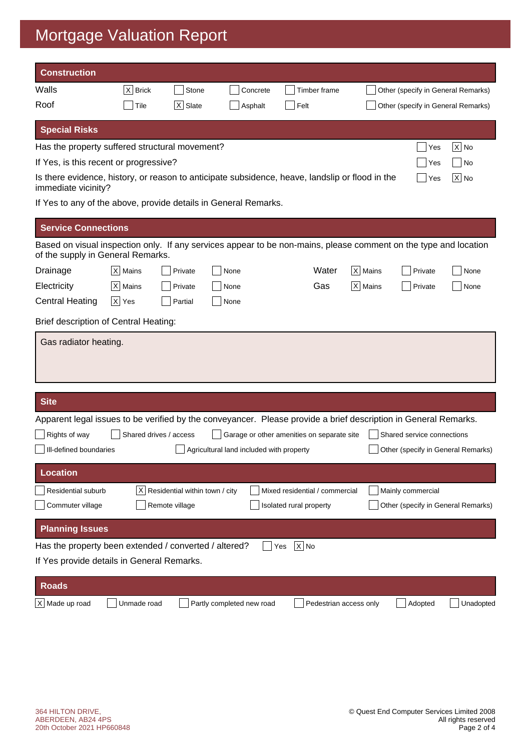# Mortgage Valuation Report

## Construction

| | | | | | |
|---|---|---|---|---|---|
| Walls | [X] Brick | [ ] Stone | [ ] Concrete | [ ] Timber frame | [ ] Other (specify in General Remarks) |
| Roof | [ ] Tile | [X] Slate | [ ] Asphalt | [ ] Felt | [ ] Other (specify in General Remarks) |

## Special Risks

| | | |
|---|---|---|
| Has the property suffered structural movement? | [ ] Yes | [X] No |
| If Yes, is this recent or progressive? | [ ] Yes | [ ] No |
| Is there evidence, history, or reason to anticipate subsidence, heave, landslip or flood in the immediate vicinity? | [ ] Yes | [X] No |

If Yes to any of the above, provide details in General Remarks.

## Service Connections

Based on visual inspection only. If any services appear to be non-mains, please comment on the type and location of the supply in General Remarks.

| | | | | | | | |
|---|---|---|---|---|---|---|---|
| Drainage | [X] Mains | [ ] Private | [ ] None | Water | [X] Mains | [ ] Private | [ ] None |
| Electricity | [X] Mains | [ ] Private | [ ] None | Gas | [X] Mains | [ ] Private | [ ] None |
| Central Heating | [X] Yes | [ ] Partial | [ ] None | | | | |

Brief description of Central Heating:

Gas radiator heating.

## Site

Apparent legal issues to be verified by the conveyancer. Please provide a brief description in General Remarks.

[ ] Rights of way [ ] Shared drives / access [ ] Garage or other amenities on separate site [ ] Shared service connections

[ ] Ill-defined boundaries [ ] Agricultural land included with property [ ] Other (specify in General Remarks)

## Location

[ ] Residential suburb [X] Residential within town / city [ ] Mixed residential / commercial [ ] Mainly commercial

[ ] Commuter village [ ] Remote village [ ] Isolated rural property [ ] Other (specify in General Remarks)

## Planning Issues

Has the property been extended / converted / altered? [ ] Yes [X] No

If Yes provide details in General Remarks.

## Roads

[X] Made up road [ ] Unmade road [ ] Partly completed new road [ ] Pedestrian access only [ ] Adopted [ ] Unadopted

364 HILTON DRIVE,
ABERDEEN, AB24 4PS
20th October 2021 HP660848

© Quest End Computer Services Limited 2008
All rights reserved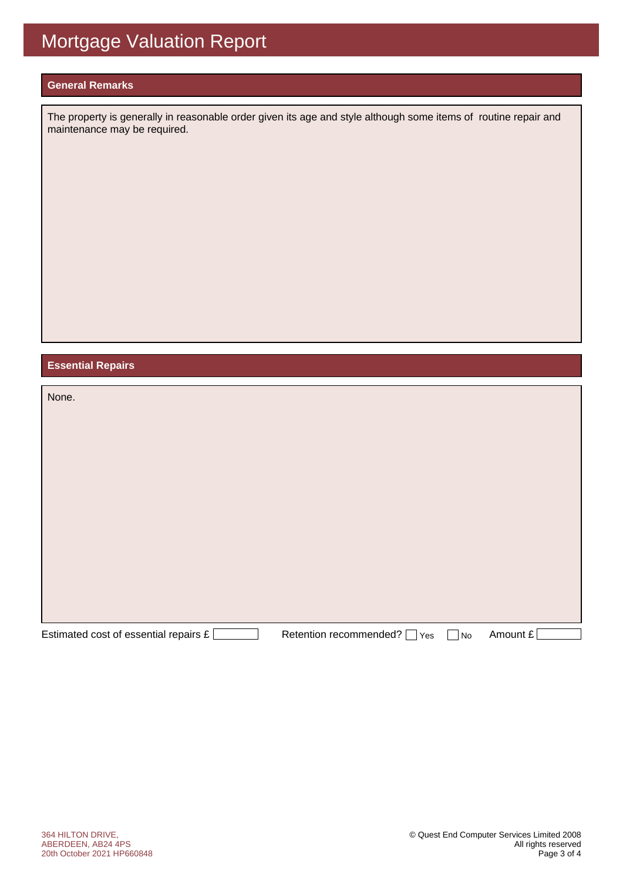# Mortgage Valuation Report

## General Remarks

The property is generally in reasonable order given its age and style although some items of routine repair and maintenance may be required.

## Essential Repairs

None.

Estimated cost of essential repairs £ ☐ Retention recommended? ☐ Yes ☐ No Amount £ ☐

364 HILTON DRIVE,
ABERDEEN, AB24 4PS
20th October 2021 HP660848

© Quest End Computer Services Limited 2008
All rights reserved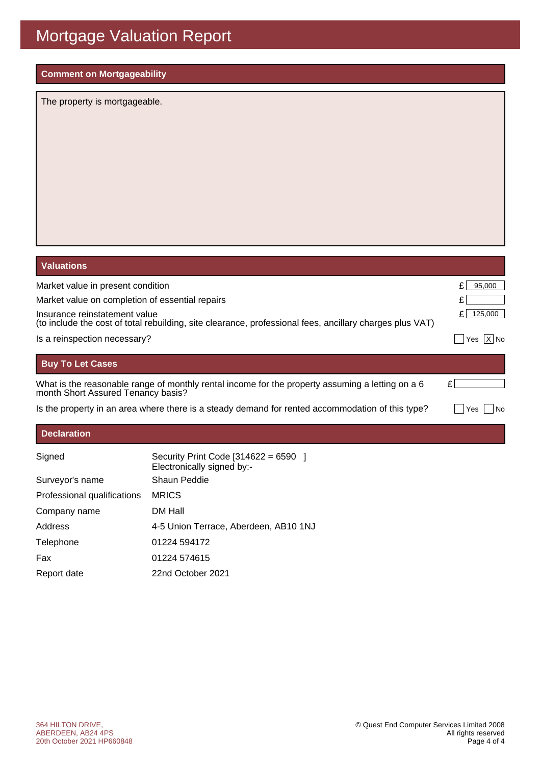# Mortgage Valuation Report

## Comment on Mortgageability

The property is mortgageable.

## Valuations

| | |
|---|---|
| Market value in present condition | £ 95,000 |
| Market value on completion of essential repairs | £ |
| Insurance reinstatement value (to include the cost of total rebuilding, site clearance, professional fees, ancillary charges plus VAT) | £ 125,000 |
| Is a reinspection necessary? | [ ] Yes [X] No |

## Buy To Let Cases

| | |
|---|---|
| What is the reasonable range of monthly rental income for the property assuming a letting on a 6 month Short Assured Tenancy basis? | £ |
| Is the property in an area where there is a steady demand for rented accommodation of this type? | [ ] Yes [ ] No |

## Declaration

| | |
|---|---|
| Signed | Security Print Code [314622 = 6590 ] Electronically signed by:- |
| Surveyor's name | Shaun Peddie |
| Professional qualifications | MRICS |
| Company name | DM Hall |
| Address | 4-5 Union Terrace, Aberdeen, AB10 1NJ |
| Telephone | 01224 594172 |
| Fax | 01224 574615 |
| Report date | 22nd October 2021 |